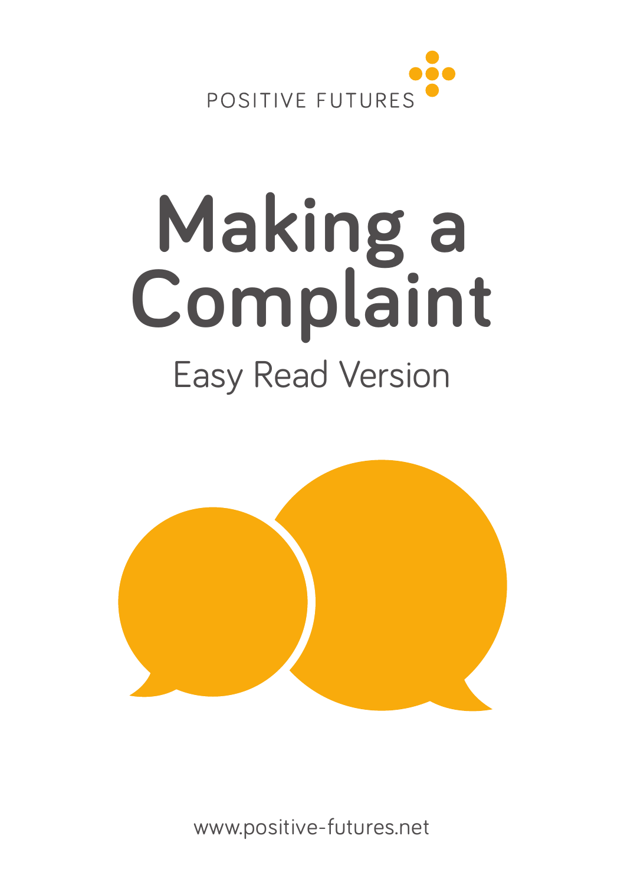POSITIVE FUTURES

# Making a Complaint

## Easy Read Version

www.positive-futures.net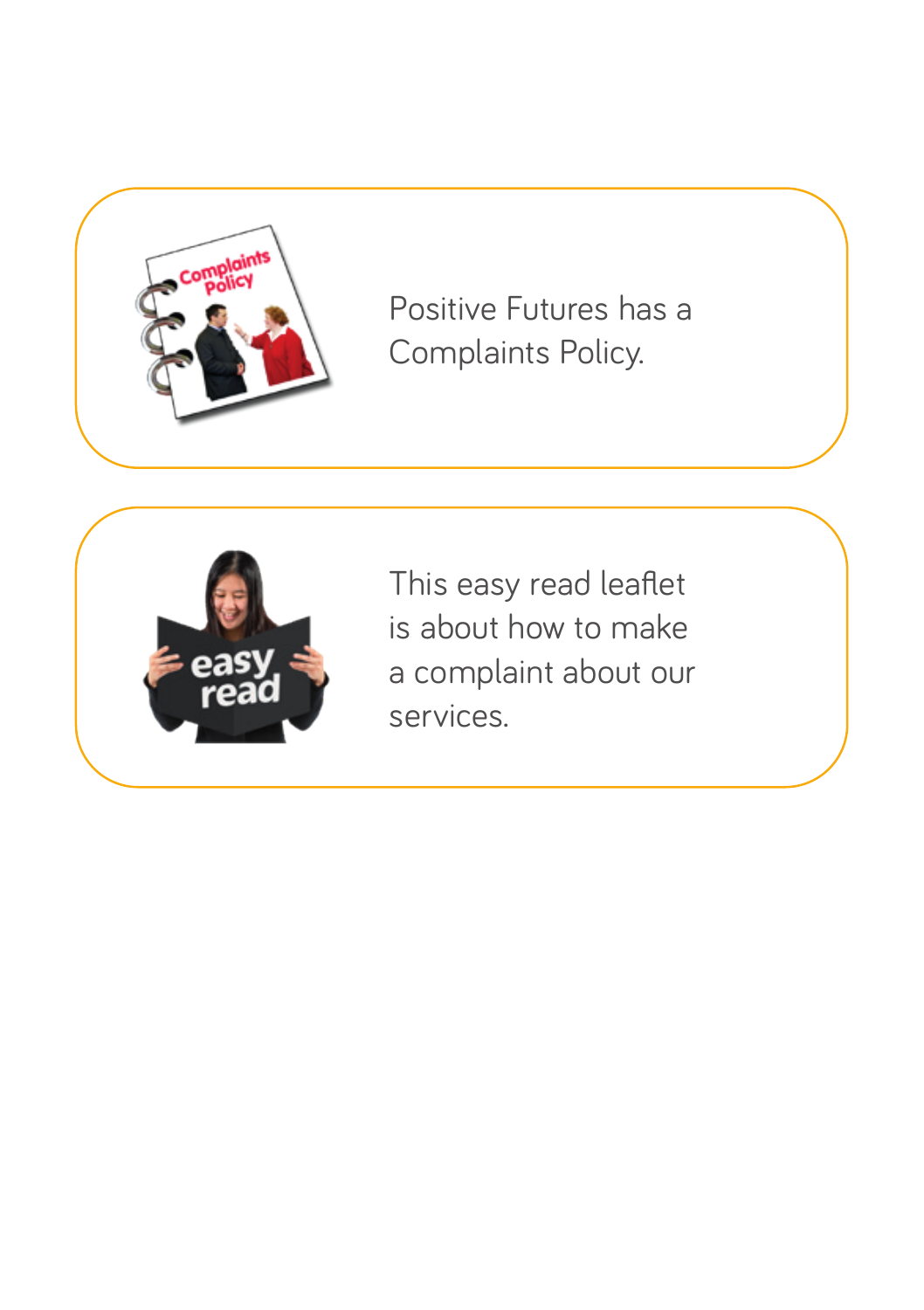Positive Futures has a Complaints Policy.

This easy read leaflet is about how to make a complaint about our services.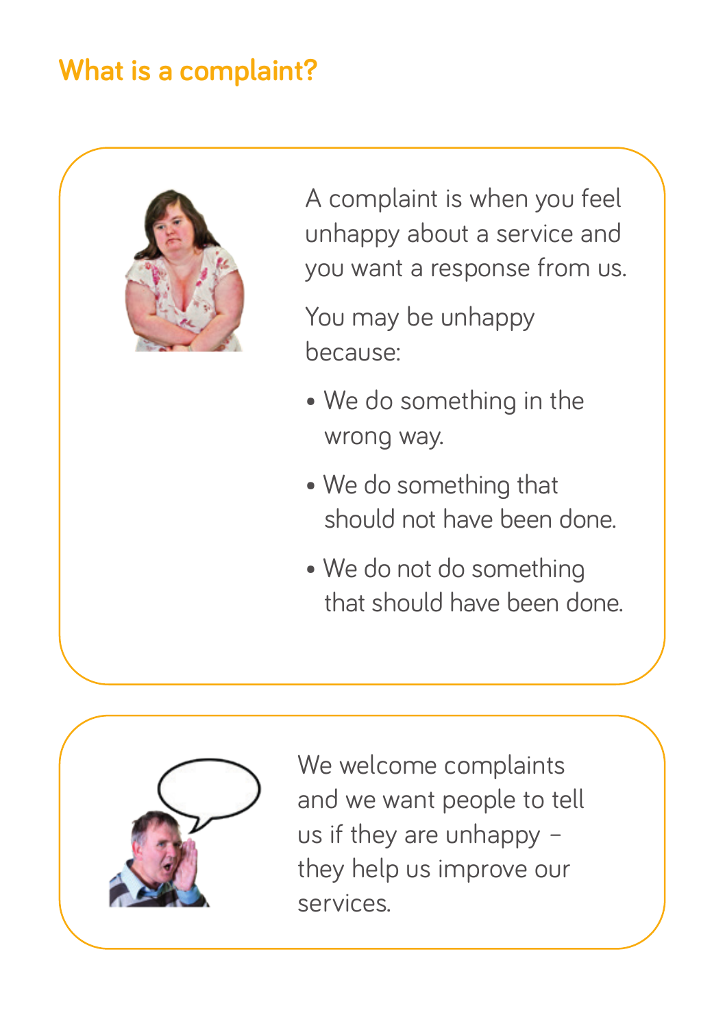## What is a complaint?

A complaint is when you feel unhappy about a service and you want a response from us.

You may be unhappy because:

- We do something in the wrong way.
- We do something that should not have been done.
- We do not do something that should have been done.

We welcome complaints and we want people to tell us if they are unhappy – they help us improve our services.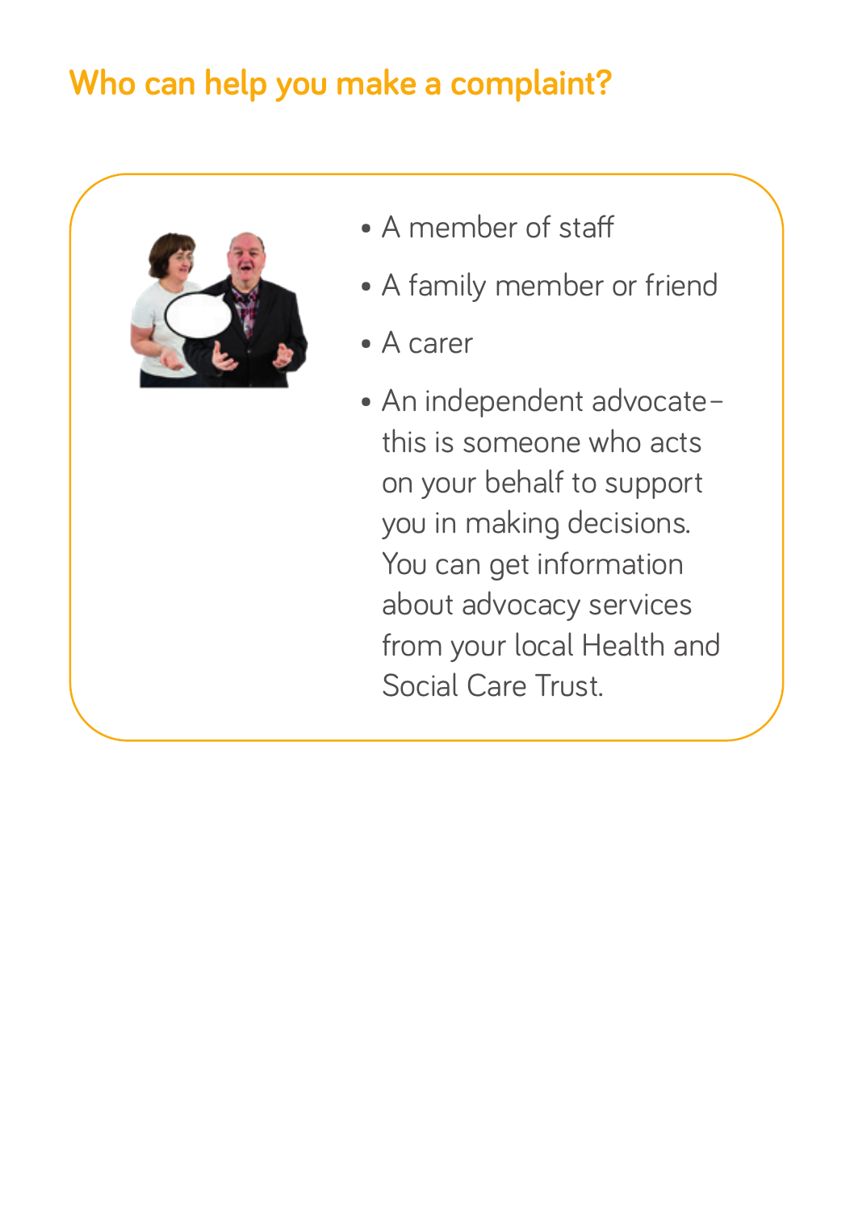## Who can help you make a complaint?

- A member of staff
- A family member or friend
- A carer
- An independent advocate – this is someone who acts on your behalf to support you in making decisions. You can get information about advocacy services from your local Health and Social Care Trust.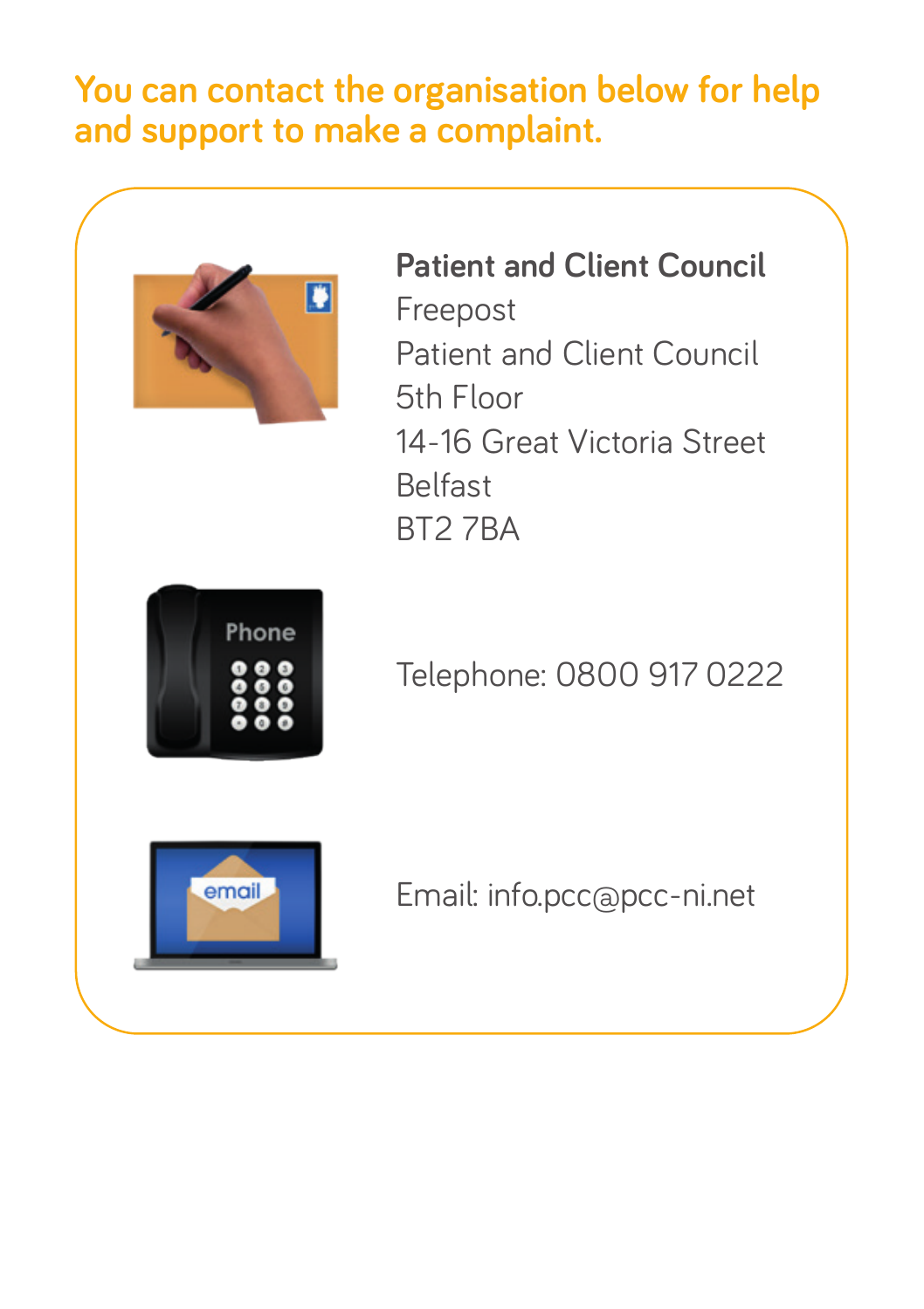## You can contact the organisation below for help and support to make a complaint.

**Patient and Client Council**
Freepost
Patient and Client Council
5th Floor
14-16 Great Victoria Street
Belfast
BT2 7BA

Telephone: 0800 917 0222

Email: info.pcc@pcc-ni.net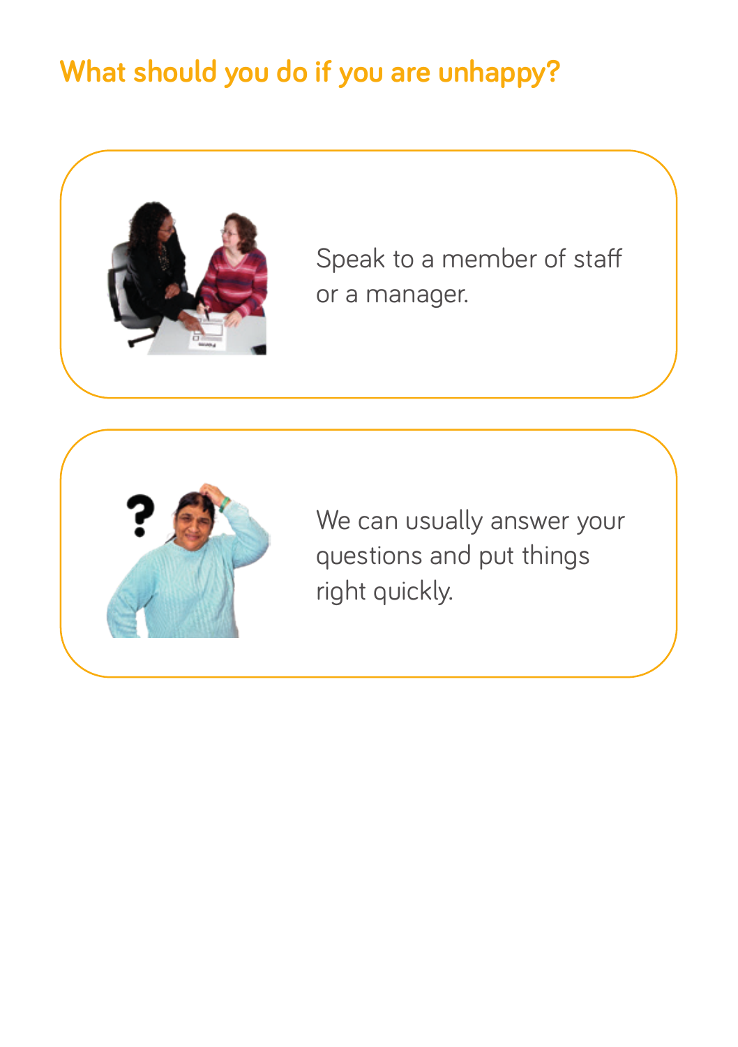## What should you do if you are unhappy?

Speak to a member of staff or a manager.

We can usually answer your questions and put things right quickly.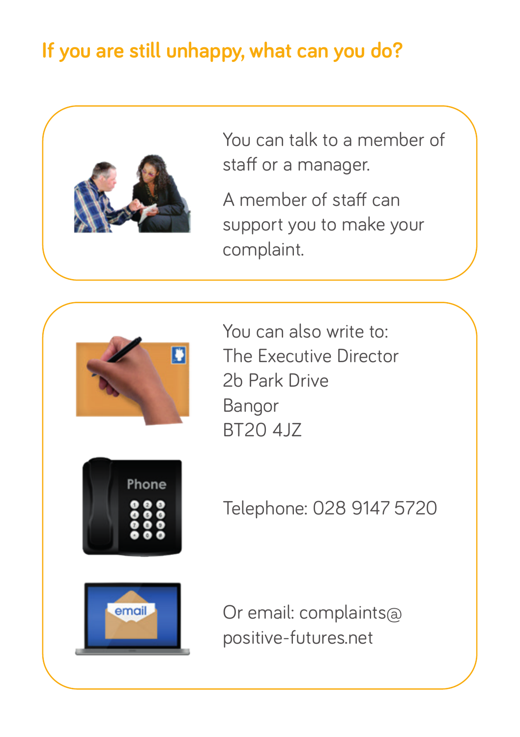## If you are still unhappy, what can you do?

You can talk to a member of staff or a manager.

A member of staff can support you to make your complaint.

You can also write to:
The Executive Director
2b Park Drive
Bangor
BT20 4JZ

Telephone: 028 9147 5720

Or email: complaints@positive-futures.net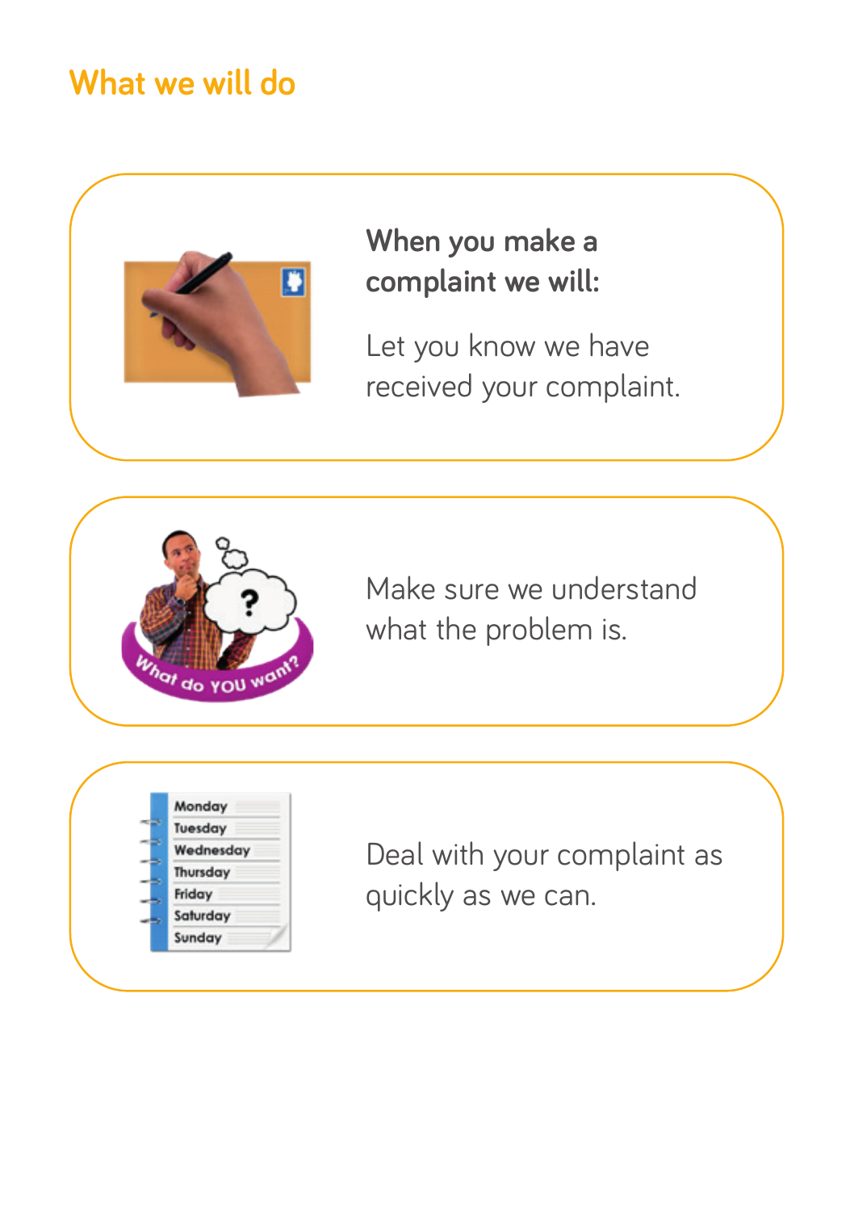## What we will do

**When you make a complaint we will:**

Let you know we have received your complaint.

Make sure we understand what the problem is.

Deal with your complaint as quickly as we can.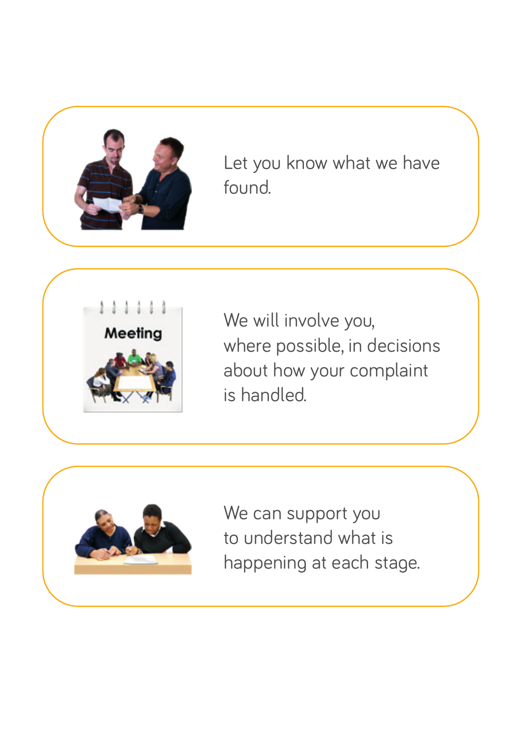Let you know what we have found.

We will involve you, where possible, in decisions about how your complaint is handled.

We can support you to understand what is happening at each stage.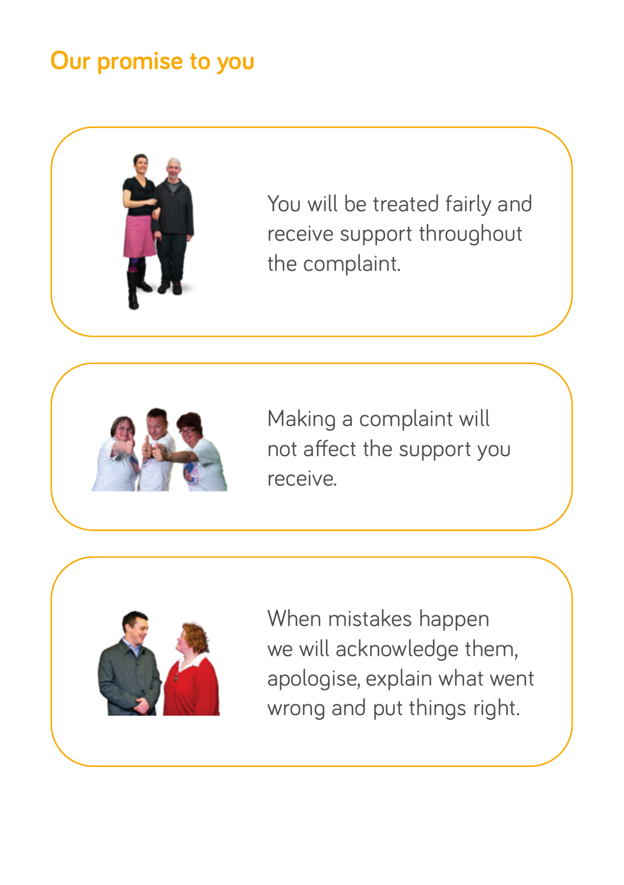## Our promise to you

You will be treated fairly and receive support throughout the complaint.

Making a complaint will not affect the support you receive.

When mistakes happen we will acknowledge them, apologise, explain what went wrong and put things right.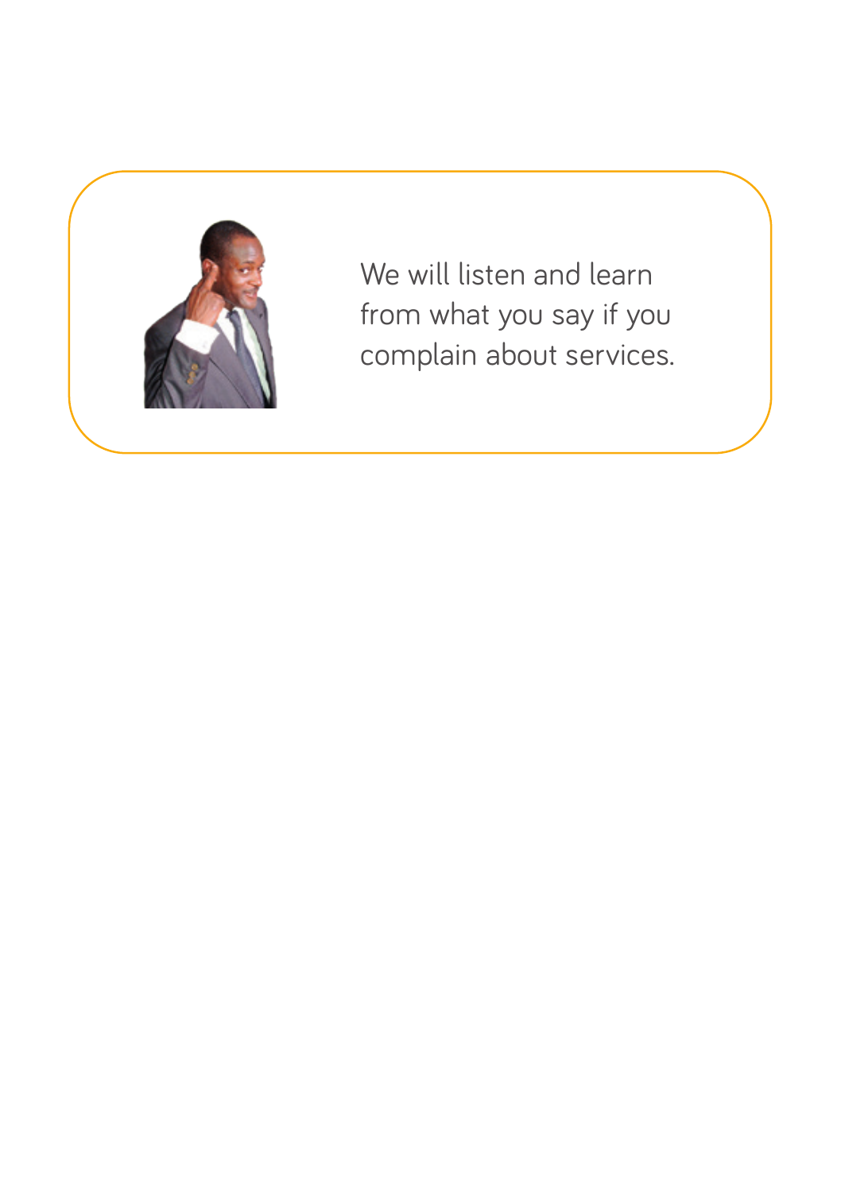We will listen and learn from what you say if you complain about services.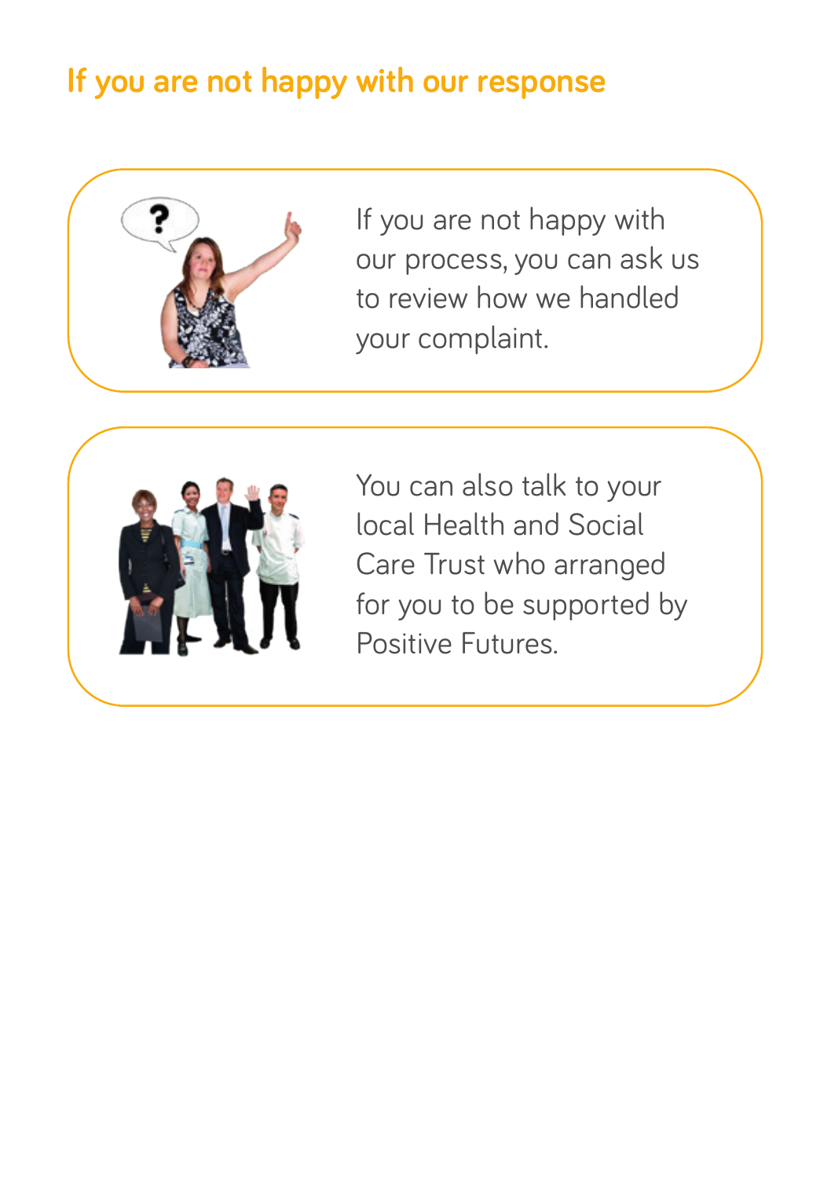## If you are not happy with our response

If you are not happy with our process, you can ask us to review how we handled your complaint.

You can also talk to your local Health and Social Care Trust who arranged for you to be supported by Positive Futures.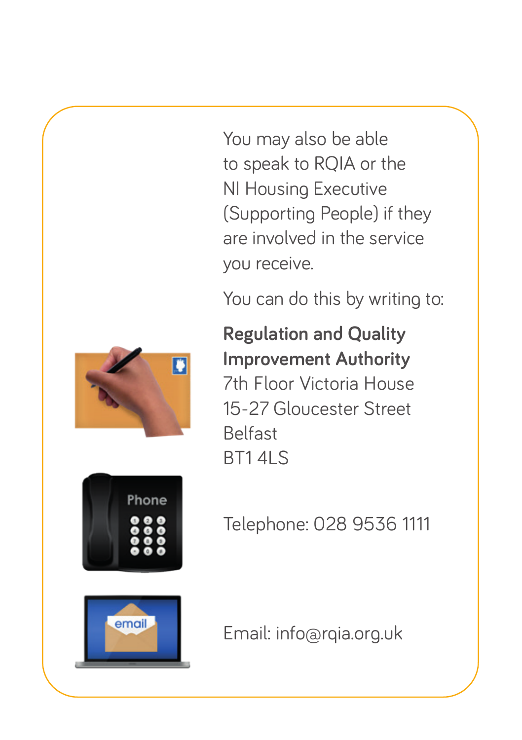You may also be able to speak to RQIA or the NI Housing Executive (Supporting People) if they are involved in the service you receive.

You can do this by writing to:

**Regulation and Quality Improvement Authority**
7th Floor Victoria House
15-27 Gloucester Street
Belfast
BT1 4LS

Telephone: 028 9536 1111

Email: info@rqia.org.uk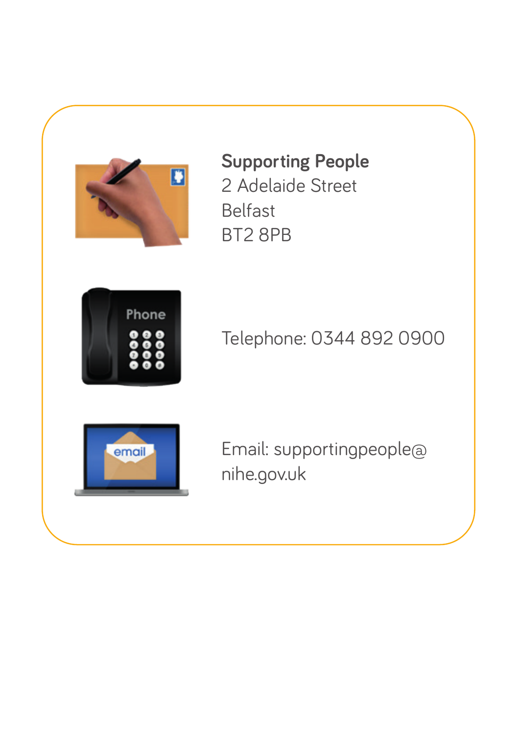**Supporting People**
2 Adelaide Street
Belfast
BT2 8PB

Telephone: 0344 892 0900

Email: supportingpeople@nihe.gov.uk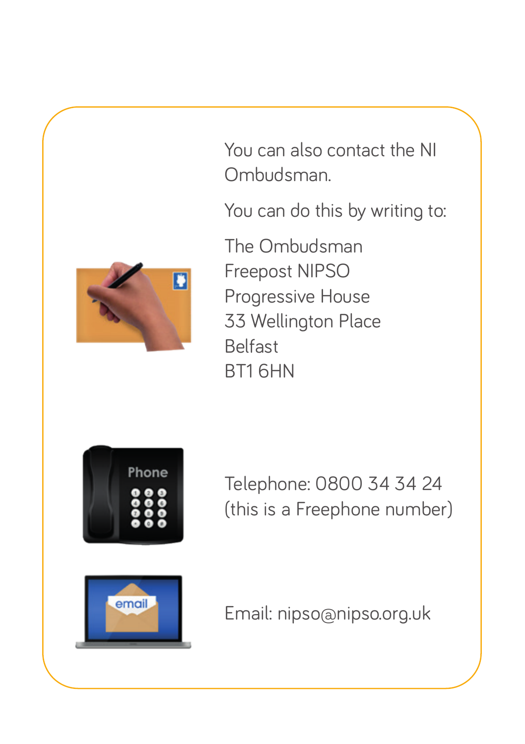You can also contact the NI Ombudsman.

You can do this by writing to:

The Ombudsman  
Freepost NIPSO  
Progressive House  
33 Wellington Place  
Belfast  
BT1 6HN

Telephone: 0800 34 34 24  
(this is a Freephone number)

Email: nipso@nipso.org.uk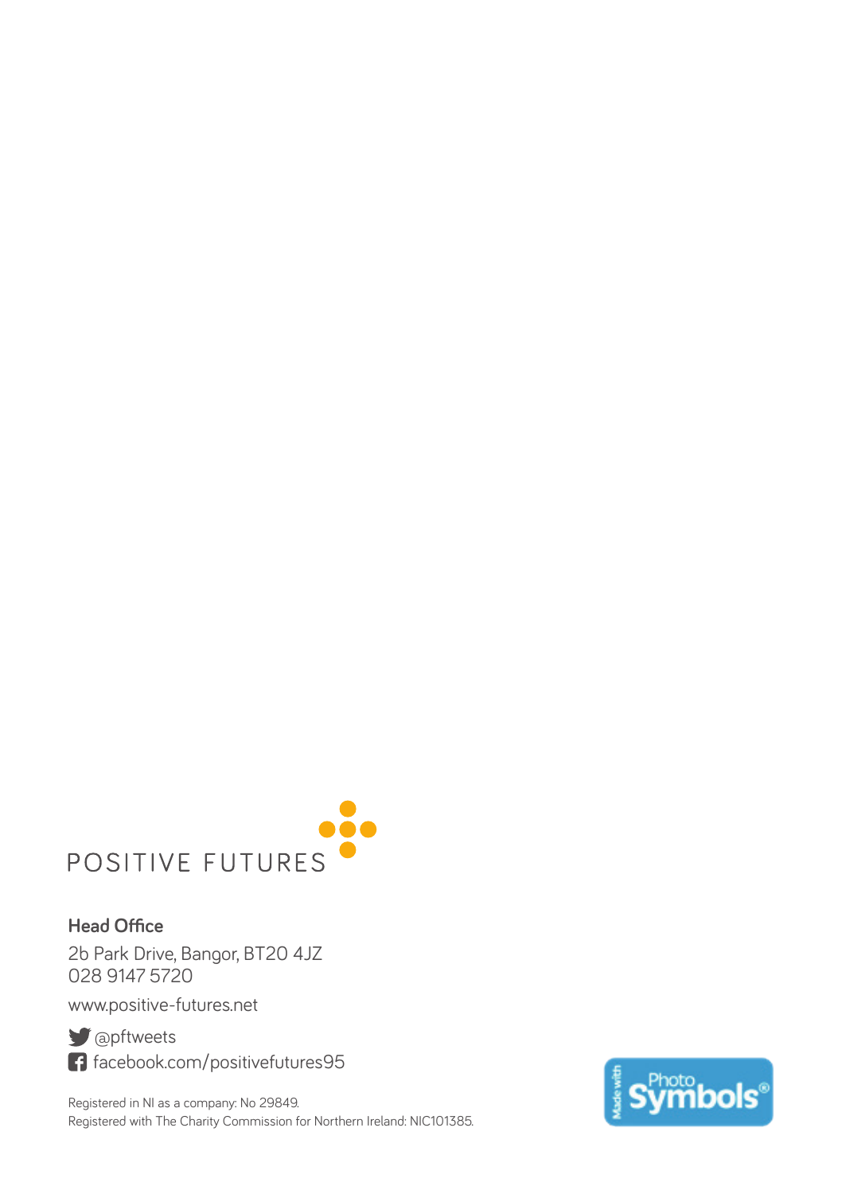POSITIVE FUTURES

**Head Office**

2b Park Drive, Bangor, BT20 4JZ
028 9147 5720

www.positive-futures.net

@pftweets

facebook.com/positivefutures95

Registered in NI as a company: No 29849.
Registered with The Charity Commission for Northern Ireland: NIC101385.

Made with Photo Symbols®